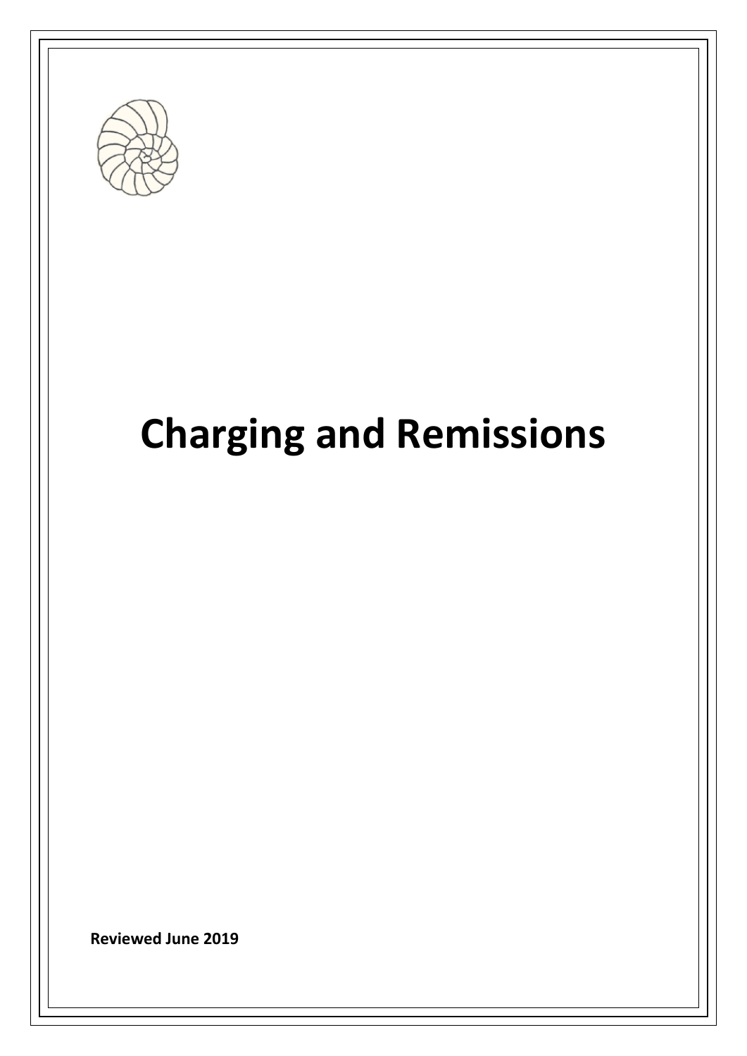# Charging and Remissions

**Reviewed June 2019**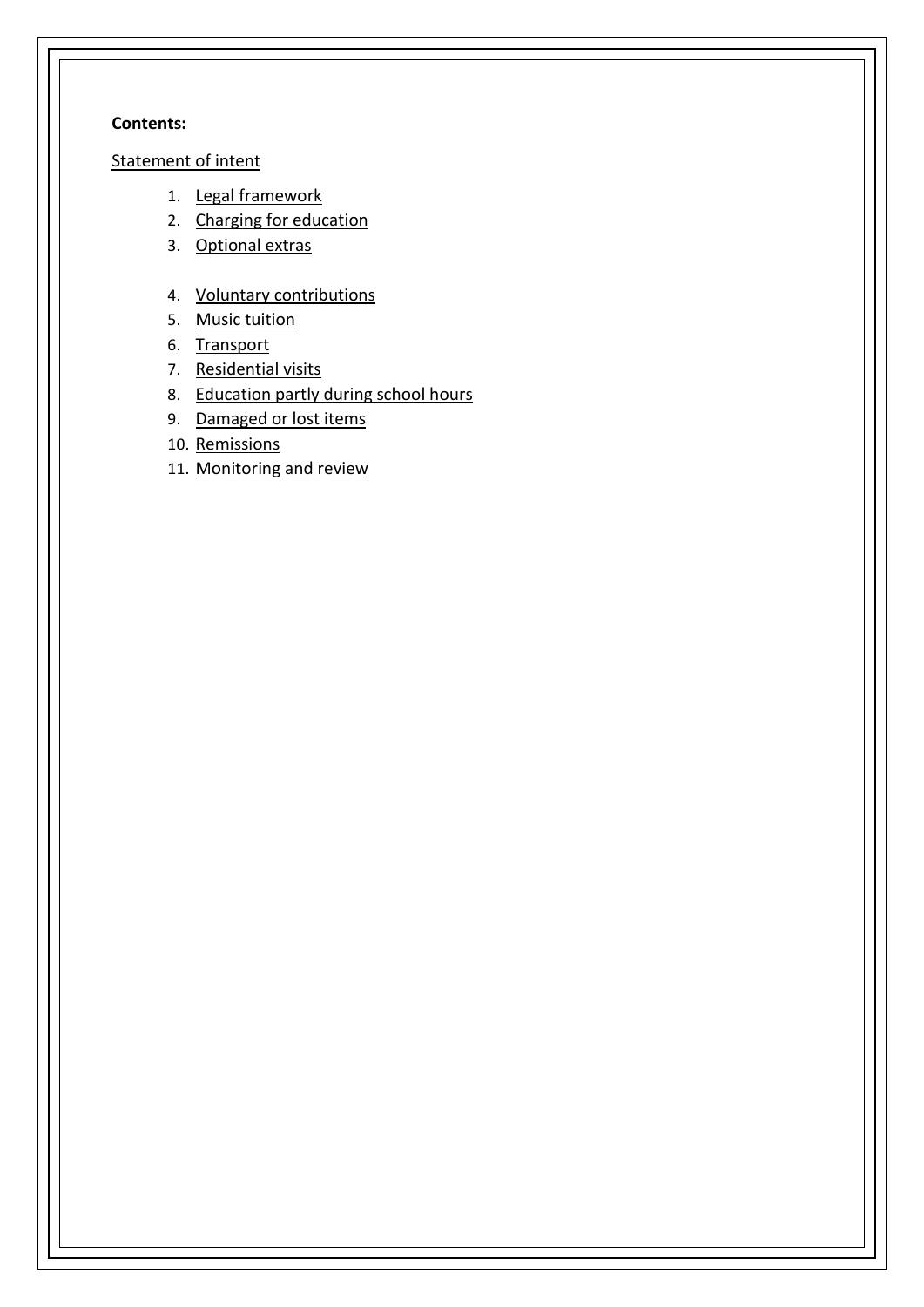**Contents:**

Statement of intent

1. Legal framework
2. Charging for education
3. Optional extras
4. Voluntary contributions
5. Music tuition
6. Transport
7. Residential visits
8. Education partly during school hours
9. Damaged or lost items
10. Remissions
11. Monitoring and review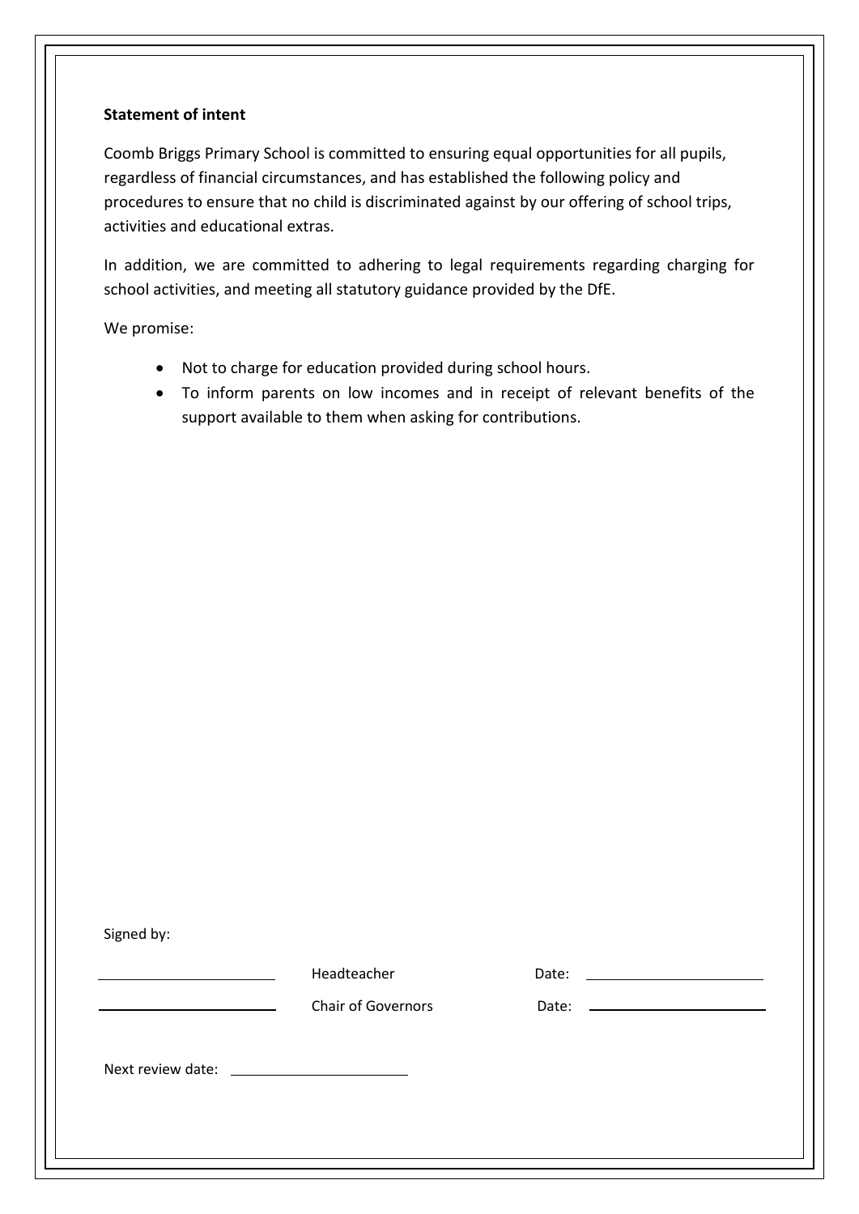**Statement of intent**

Coomb Briggs Primary School is committed to ensuring equal opportunities for all pupils, regardless of financial circumstances, and has established the following policy and procedures to ensure that no child is discriminated against by our offering of school trips, activities and educational extras.

In addition, we are committed to adhering to legal requirements regarding charging for school activities, and meeting all statutory guidance provided by the DfE.

We promise:

- Not to charge for education provided during school hours.
- To inform parents on low incomes and in receipt of relevant benefits of the support available to them when asking for contributions.

Signed by:

| | | | |
|---|---|---|---|
| ______________________ | Headteacher | Date: | ______________________ |
| ______________________ | Chair of Governors | Date: | ______________________ |

Next review date: ______________________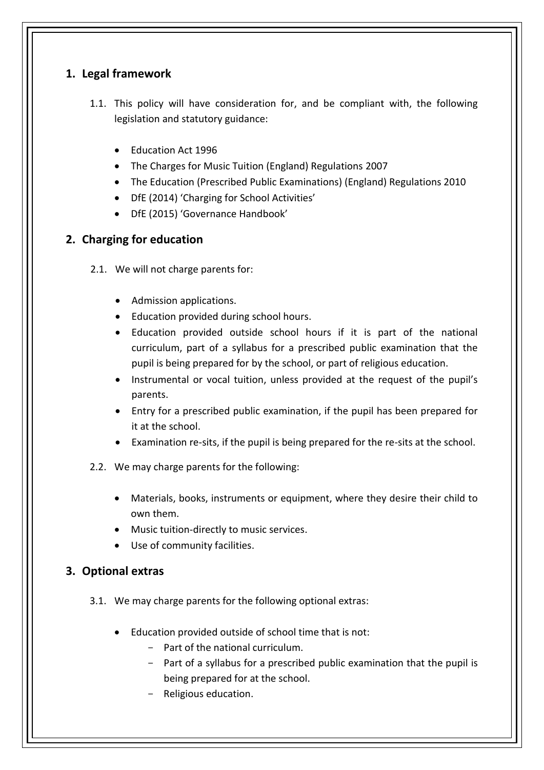## 1. Legal framework

1.1. This policy will have consideration for, and be compliant with, the following legislation and statutory guidance:

- Education Act 1996
- The Charges for Music Tuition (England) Regulations 2007
- The Education (Prescribed Public Examinations) (England) Regulations 2010
- DfE (2014) 'Charging for School Activities'
- DfE (2015) 'Governance Handbook'

## 2. Charging for education

2.1. We will not charge parents for:

- Admission applications.
- Education provided during school hours.
- Education provided outside school hours if it is part of the national curriculum, part of a syllabus for a prescribed public examination that the pupil is being prepared for by the school, or part of religious education.
- Instrumental or vocal tuition, unless provided at the request of the pupil's parents.
- Entry for a prescribed public examination, if the pupil has been prepared for it at the school.
- Examination re-sits, if the pupil is being prepared for the re-sits at the school.

2.2. We may charge parents for the following:

- Materials, books, instruments or equipment, where they desire their child to own them.
- Music tuition-directly to music services.
- Use of community facilities.

## 3. Optional extras

3.1. We may charge parents for the following optional extras:

- Education provided outside of school time that is not:
  - Part of the national curriculum.
  - Part of a syllabus for a prescribed public examination that the pupil is being prepared for at the school.
  - Religious education.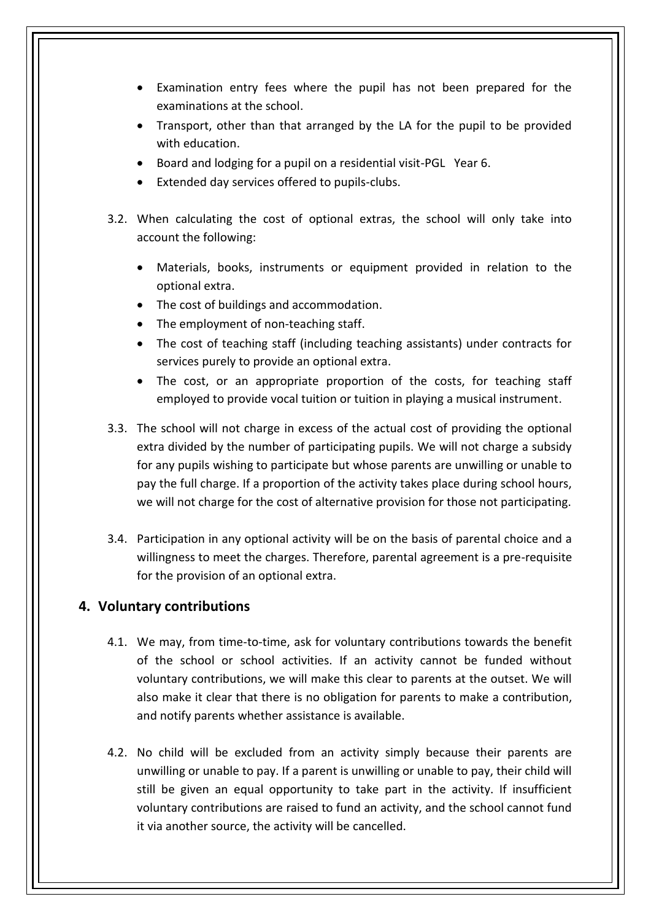- Examination entry fees where the pupil has not been prepared for the examinations at the school.
- Transport, other than that arranged by the LA for the pupil to be provided with education.
- Board and lodging for a pupil on a residential visit-PGL Year 6.
- Extended day services offered to pupils-clubs.

3.2. When calculating the cost of optional extras, the school will only take into account the following:

- Materials, books, instruments or equipment provided in relation to the optional extra.
- The cost of buildings and accommodation.
- The employment of non-teaching staff.
- The cost of teaching staff (including teaching assistants) under contracts for services purely to provide an optional extra.
- The cost, or an appropriate proportion of the costs, for teaching staff employed to provide vocal tuition or tuition in playing a musical instrument.

3.3. The school will not charge in excess of the actual cost of providing the optional extra divided by the number of participating pupils. We will not charge a subsidy for any pupils wishing to participate but whose parents are unwilling or unable to pay the full charge. If a proportion of the activity takes place during school hours, we will not charge for the cost of alternative provision for those not participating.

3.4. Participation in any optional activity will be on the basis of parental choice and a willingness to meet the charges. Therefore, parental agreement is a pre-requisite for the provision of an optional extra.

## 4. Voluntary contributions

4.1. We may, from time-to-time, ask for voluntary contributions towards the benefit of the school or school activities. If an activity cannot be funded without voluntary contributions, we will make this clear to parents at the outset. We will also make it clear that there is no obligation for parents to make a contribution, and notify parents whether assistance is available.

4.2. No child will be excluded from an activity simply because their parents are unwilling or unable to pay. If a parent is unwilling or unable to pay, their child will still be given an equal opportunity to take part in the activity. If insufficient voluntary contributions are raised to fund an activity, and the school cannot fund it via another source, the activity will be cancelled.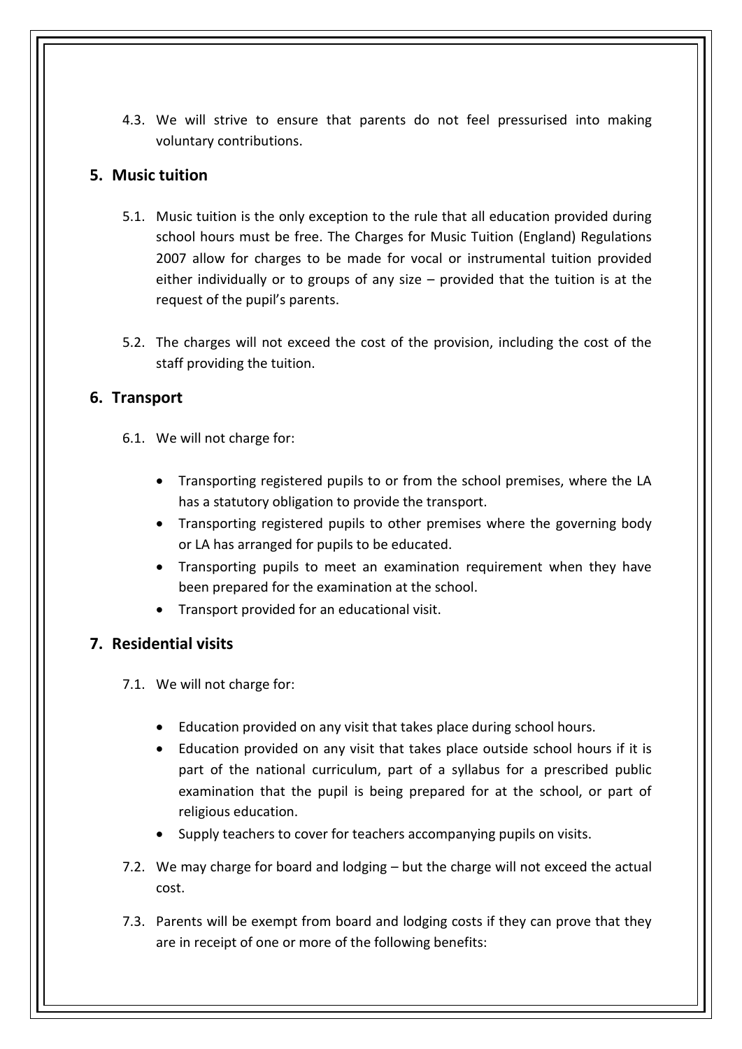4.3. We will strive to ensure that parents do not feel pressurised into making voluntary contributions.

## 5. Music tuition

5.1. Music tuition is the only exception to the rule that all education provided during school hours must be free. The Charges for Music Tuition (England) Regulations 2007 allow for charges to be made for vocal or instrumental tuition provided either individually or to groups of any size – provided that the tuition is at the request of the pupil's parents.

5.2. The charges will not exceed the cost of the provision, including the cost of the staff providing the tuition.

## 6. Transport

6.1. We will not charge for:

- Transporting registered pupils to or from the school premises, where the LA has a statutory obligation to provide the transport.
- Transporting registered pupils to other premises where the governing body or LA has arranged for pupils to be educated.
- Transporting pupils to meet an examination requirement when they have been prepared for the examination at the school.
- Transport provided for an educational visit.

## 7. Residential visits

7.1. We will not charge for:

- Education provided on any visit that takes place during school hours.
- Education provided on any visit that takes place outside school hours if it is part of the national curriculum, part of a syllabus for a prescribed public examination that the pupil is being prepared for at the school, or part of religious education.
- Supply teachers to cover for teachers accompanying pupils on visits.

7.2. We may charge for board and lodging – but the charge will not exceed the actual cost.

7.3. Parents will be exempt from board and lodging costs if they can prove that they are in receipt of one or more of the following benefits: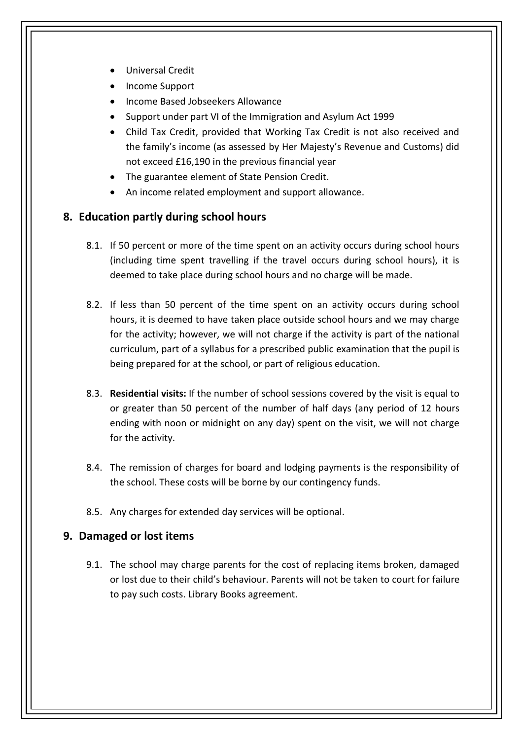- Universal Credit
- Income Support
- Income Based Jobseekers Allowance
- Support under part VI of the Immigration and Asylum Act 1999
- Child Tax Credit, provided that Working Tax Credit is not also received and the family's income (as assessed by Her Majesty's Revenue and Customs) did not exceed £16,190 in the previous financial year
- The guarantee element of State Pension Credit.
- An income related employment and support allowance.

## 8. Education partly during school hours

8.1. If 50 percent or more of the time spent on an activity occurs during school hours (including time spent travelling if the travel occurs during school hours), it is deemed to take place during school hours and no charge will be made.

8.2. If less than 50 percent of the time spent on an activity occurs during school hours, it is deemed to have taken place outside school hours and we may charge for the activity; however, we will not charge if the activity is part of the national curriculum, part of a syllabus for a prescribed public examination that the pupil is being prepared for at the school, or part of religious education.

8.3. **Residential visits:** If the number of school sessions covered by the visit is equal to or greater than 50 percent of the number of half days (any period of 12 hours ending with noon or midnight on any day) spent on the visit, we will not charge for the activity.

8.4. The remission of charges for board and lodging payments is the responsibility of the school. These costs will be borne by our contingency funds.

8.5. Any charges for extended day services will be optional.

## 9. Damaged or lost items

9.1. The school may charge parents for the cost of replacing items broken, damaged or lost due to their child's behaviour. Parents will not be taken to court for failure to pay such costs. Library Books agreement.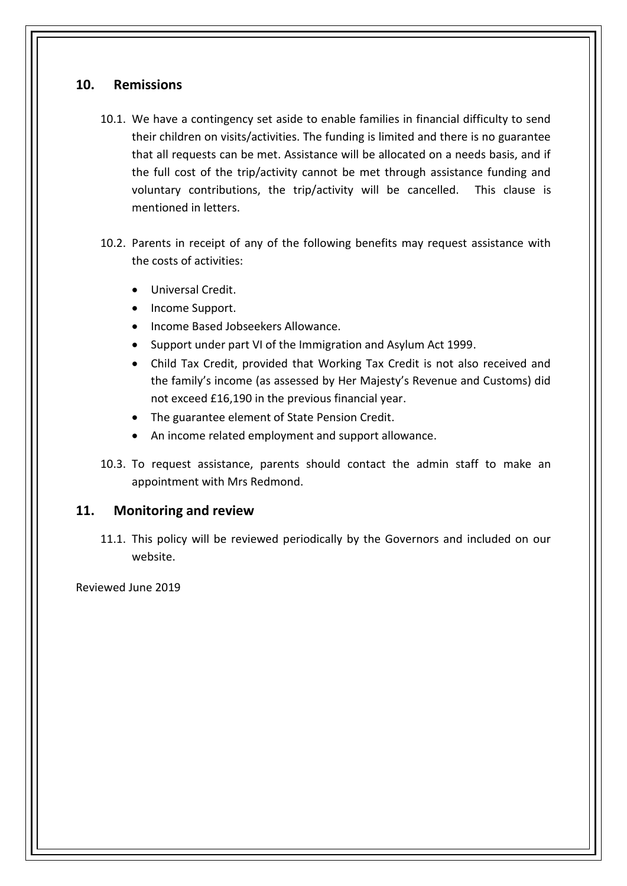## 10. Remissions

10.1. We have a contingency set aside to enable families in financial difficulty to send their children on visits/activities. The funding is limited and there is no guarantee that all requests can be met. Assistance will be allocated on a needs basis, and if the full cost of the trip/activity cannot be met through assistance funding and voluntary contributions, the trip/activity will be cancelled. This clause is mentioned in letters.

10.2. Parents in receipt of any of the following benefits may request assistance with the costs of activities:

- Universal Credit.
- Income Support.
- Income Based Jobseekers Allowance.
- Support under part VI of the Immigration and Asylum Act 1999.
- Child Tax Credit, provided that Working Tax Credit is not also received and the family's income (as assessed by Her Majesty's Revenue and Customs) did not exceed £16,190 in the previous financial year.
- The guarantee element of State Pension Credit.
- An income related employment and support allowance.

10.3. To request assistance, parents should contact the admin staff to make an appointment with Mrs Redmond.

## 11. Monitoring and review

11.1. This policy will be reviewed periodically by the Governors and included on our website.

Reviewed June 2019